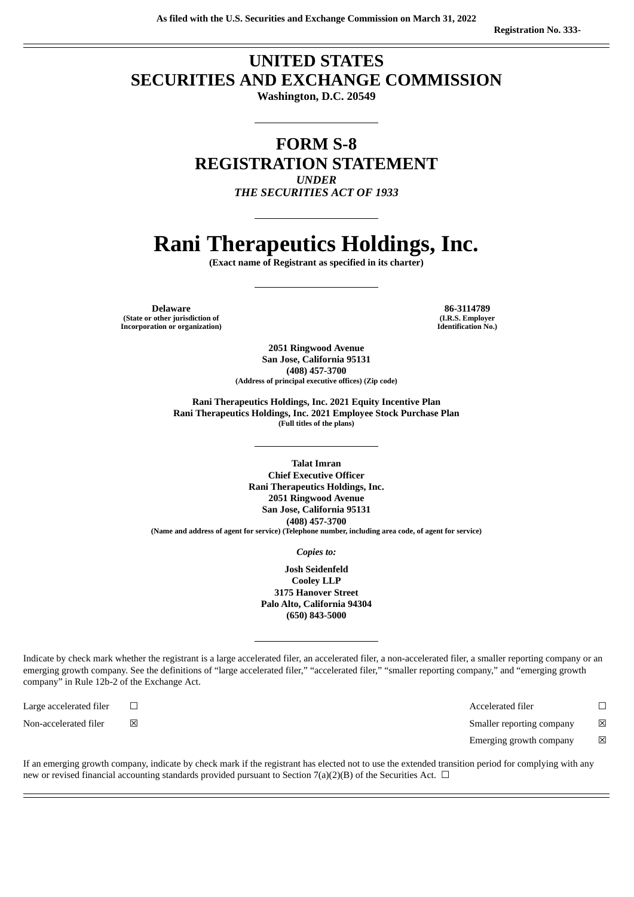As filed with the U.S. Securities and Exchange Commission on March 31, 2022

Registration No. 333-

# UNITED STATES
# SECURITIES AND EXCHANGE COMMISSION

**Washington, D.C. 20549**

---

# FORM S-8
# REGISTRATION STATEMENT

*UNDER*
*THE SECURITIES ACT OF 1933*

---

# Rani Therapeutics Holdings, Inc.

**(Exact name of Registrant as specified in its charter)**

---

| **Delaware** | **86-3114789** |
|---|---|
| **(State or other jurisdiction of Incorporation or organization)** | **(I.R.S. Employer Identification No.)** |

**2051 Ringwood Avenue**
**San Jose, California 95131**
**(408) 457-3700**
**(Address of principal executive offices) (Zip code)**

**Rani Therapeutics Holdings, Inc. 2021 Equity Incentive Plan**
**Rani Therapeutics Holdings, Inc. 2021 Employee Stock Purchase Plan**
**(Full titles of the plans)**

---

**Talat Imran**
**Chief Executive Officer**
**Rani Therapeutics Holdings, Inc.**
**2051 Ringwood Avenue**
**San Jose, California 95131**
**(408) 457-3700**
**(Name and address of agent for service) (Telephone number, including area code, of agent for service)**

*Copies to:*

**Josh Seidenfeld**
**Cooley LLP**
**3175 Hanover Street**
**Palo Alto, California 94304**
**(650) 843-5000**

---

Indicate by check mark whether the registrant is a large accelerated filer, an accelerated filer, a non-accelerated filer, a smaller reporting company or an emerging growth company. See the definitions of "large accelerated filer," "accelerated filer," "smaller reporting company," and "emerging growth company" in Rule 12b-2 of the Exchange Act.

| | | | |
|---|---|---|---|
| Large accelerated filer | ☐ | Accelerated filer | ☐ |
| Non-accelerated filer | ☒ | Smaller reporting company | ☒ |
| | | Emerging growth company | ☒ |

If an emerging growth company, indicate by check mark if the registrant has elected not to use the extended transition period for complying with any new or revised financial accounting standards provided pursuant to Section 7(a)(2)(B) of the Securities Act. ☐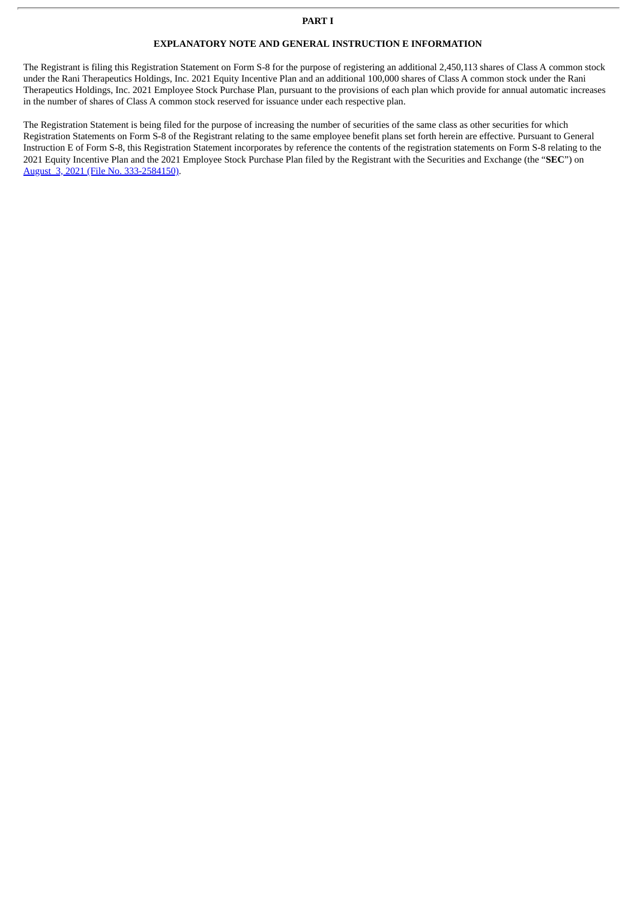# PART I

## EXPLANATORY NOTE AND GENERAL INSTRUCTION E INFORMATION

The Registrant is filing this Registration Statement on Form S-8 for the purpose of registering an additional 2,450,113 shares of Class A common stock under the Rani Therapeutics Holdings, Inc. 2021 Equity Incentive Plan and an additional 100,000 shares of Class A common stock under the Rani Therapeutics Holdings, Inc. 2021 Employee Stock Purchase Plan, pursuant to the provisions of each plan which provide for annual automatic increases in the number of shares of Class A common stock reserved for issuance under each respective plan.

The Registration Statement is being filed for the purpose of increasing the number of securities of the same class as other securities for which Registration Statements on Form S-8 of the Registrant relating to the same employee benefit plans set forth herein are effective. Pursuant to General Instruction E of Form S-8, this Registration Statement incorporates by reference the contents of the registration statements on Form S-8 relating to the 2021 Equity Incentive Plan and the 2021 Employee Stock Purchase Plan filed by the Registrant with the Securities and Exchange (the "**SEC**") on August 3, 2021 (File No. 333-2584150).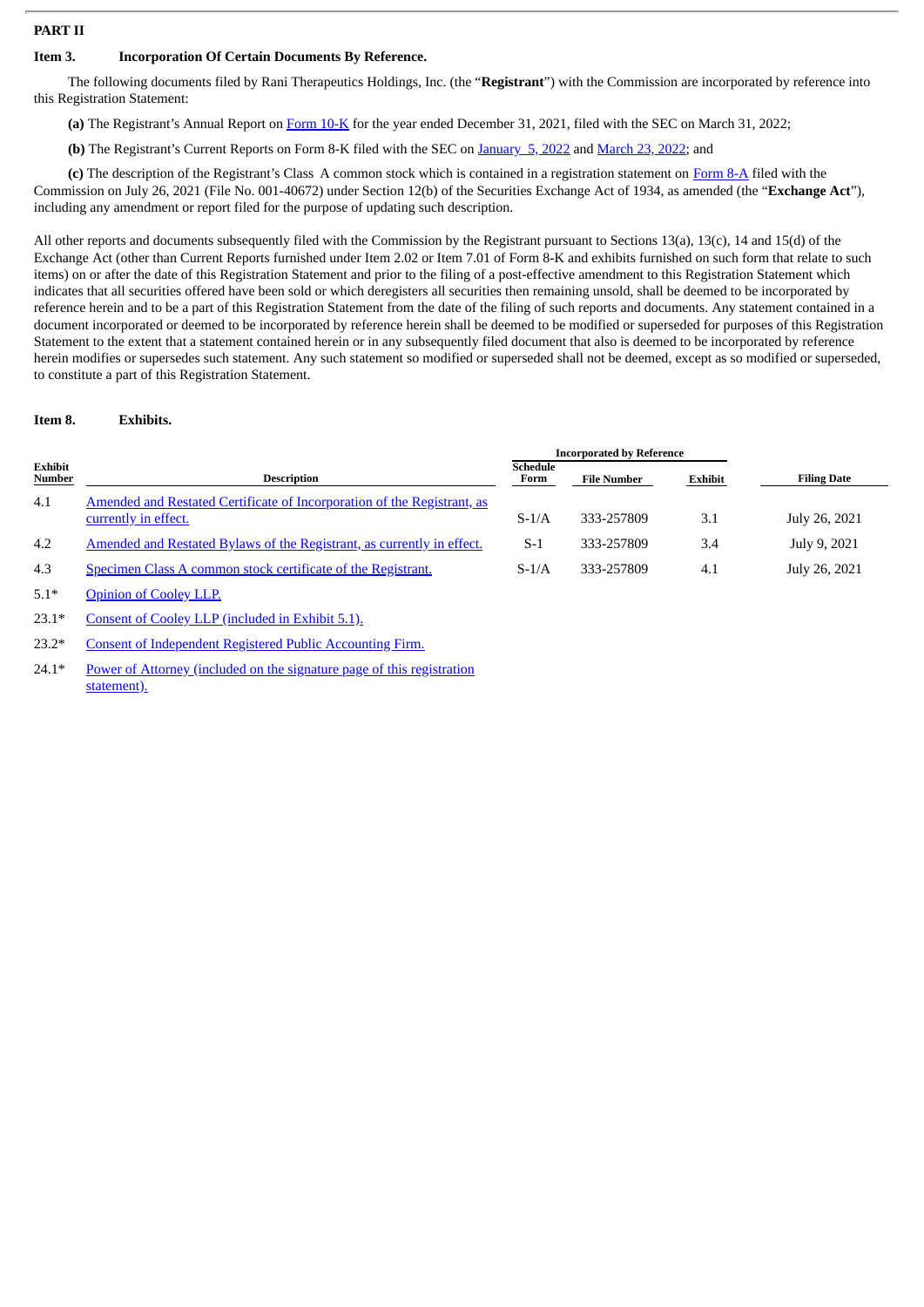**PART II**

**Item 3. Incorporation Of Certain Documents By Reference.**

The following documents filed by Rani Therapeutics Holdings, Inc. (the "**Registrant**") with the Commission are incorporated by reference into this Registration Statement:

**(a)** The Registrant's Annual Report on Form 10-K for the year ended December 31, 2021, filed with the SEC on March 31, 2022;

**(b)** The Registrant's Current Reports on Form 8-K filed with the SEC on January 5, 2022 and March 23, 2022; and

**(c)** The description of the Registrant's Class A common stock which is contained in a registration statement on Form 8-A filed with the Commission on July 26, 2021 (File No. 001-40672) under Section 12(b) of the Securities Exchange Act of 1934, as amended (the "**Exchange Act**"), including any amendment or report filed for the purpose of updating such description.

All other reports and documents subsequently filed with the Commission by the Registrant pursuant to Sections 13(a), 13(c), 14 and 15(d) of the Exchange Act (other than Current Reports furnished under Item 2.02 or Item 7.01 of Form 8-K and exhibits furnished on such form that relate to such items) on or after the date of this Registration Statement and prior to the filing of a post-effective amendment to this Registration Statement which indicates that all securities offered have been sold or which deregisters all securities then remaining unsold, shall be deemed to be incorporated by reference herein and to be a part of this Registration Statement from the date of the filing of such reports and documents. Any statement contained in a document incorporated or deemed to be incorporated by reference herein shall be deemed to be modified or superseded for purposes of this Registration Statement to the extent that a statement contained herein or in any subsequently filed document that also is deemed to be incorporated by reference herein modifies or supersedes such statement. Any such statement so modified or superseded shall not be deemed, except as so modified or superseded, to constitute a part of this Registration Statement.

**Item 8. Exhibits.**

| Exhibit Number | Description | Incorporated by Reference | | | |
|---|---|---|---|---|---|
| | | Schedule Form | File Number | Exhibit | Filing Date |
| 4.1 | Amended and Restated Certificate of Incorporation of the Registrant, as currently in effect. | S-1/A | 333-257809 | 3.1 | July 26, 2021 |
| 4.2 | Amended and Restated Bylaws of the Registrant, as currently in effect. | S-1 | 333-257809 | 3.4 | July 9, 2021 |
| 4.3 | Specimen Class A common stock certificate of the Registrant. | S-1/A | 333-257809 | 4.1 | July 26, 2021 |
| 5.1* | Opinion of Cooley LLP. | | | | |
| 23.1* | Consent of Cooley LLP (included in Exhibit 5.1). | | | | |
| 23.2* | Consent of Independent Registered Public Accounting Firm. | | | | |
| 24.1* | Power of Attorney (included on the signature page of this registration statement). | | | | |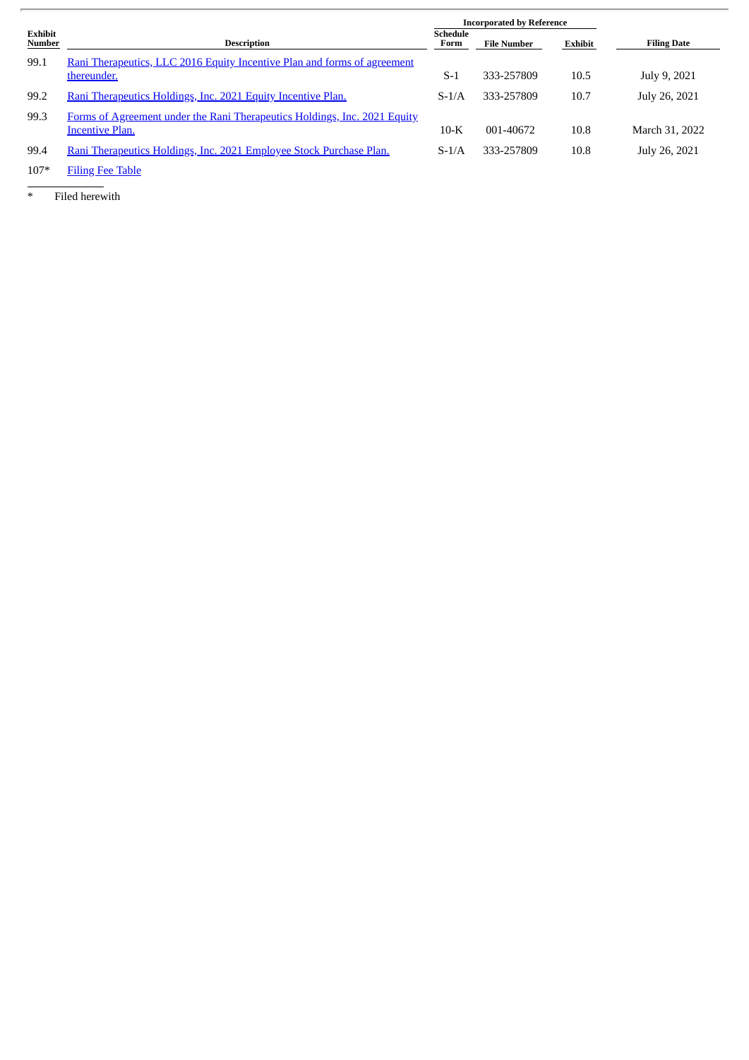| Exhibit Number | Description | Incorporated by Reference | | | Filing Date |
|---|---|---|---|---|---|
| | | Schedule Form | File Number | Exhibit | |
| 99.1 | Rani Therapeutics, LLC 2016 Equity Incentive Plan and forms of agreement thereunder. | S-1 | 333-257809 | 10.5 | July 9, 2021 |
| 99.2 | Rani Therapeutics Holdings, Inc. 2021 Equity Incentive Plan. | S-1/A | 333-257809 | 10.7 | July 26, 2021 |
| 99.3 | Forms of Agreement under the Rani Therapeutics Holdings, Inc. 2021 Equity Incentive Plan. | 10-K | 001-40672 | 10.8 | March 31, 2022 |
| 99.4 | Rani Therapeutics Holdings, Inc. 2021 Employee Stock Purchase Plan. | S-1/A | 333-257809 | 10.8 | July 26, 2021 |
| 107* | Filing Fee Table | | | | |

\* Filed herewith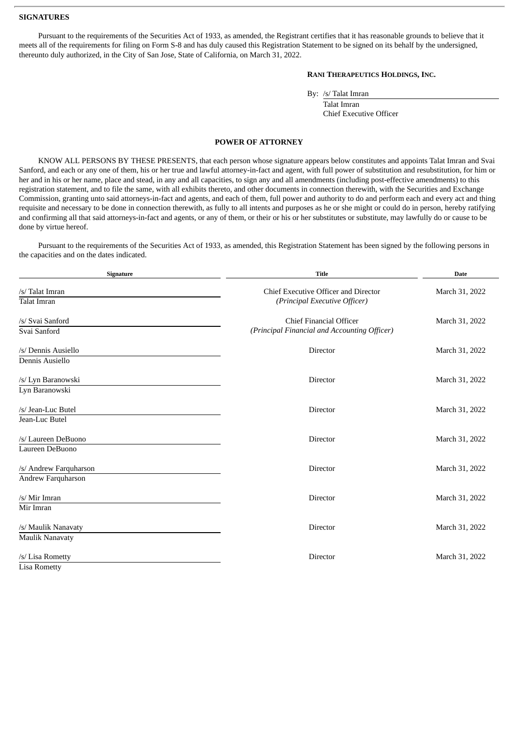**SIGNATURES**

Pursuant to the requirements of the Securities Act of 1933, as amended, the Registrant certifies that it has reasonable grounds to believe that it meets all of the requirements for filing on Form S-8 and has duly caused this Registration Statement to be signed on its behalf by the undersigned, thereunto duly authorized, in the City of San Jose, State of California, on March 31, 2022.

**RANI THERAPEUTICS HOLDINGS, INC.**

By: /s/ Talat Imran
Talat Imran
Chief Executive Officer

**POWER OF ATTORNEY**

KNOW ALL PERSONS BY THESE PRESENTS, that each person whose signature appears below constitutes and appoints Talat Imran and Svai Sanford, and each or any one of them, his or her true and lawful attorney-in-fact and agent, with full power of substitution and resubstitution, for him or her and in his or her name, place and stead, in any and all capacities, to sign any and all amendments (including post-effective amendments) to this registration statement, and to file the same, with all exhibits thereto, and other documents in connection therewith, with the Securities and Exchange Commission, granting unto said attorneys-in-fact and agents, and each of them, full power and authority to do and perform each and every act and thing requisite and necessary to be done in connection therewith, as fully to all intents and purposes as he or she might or could do in person, hereby ratifying and confirming all that said attorneys-in-fact and agents, or any of them, or their or his or her substitutes or substitute, may lawfully do or cause to be done by virtue hereof.

Pursuant to the requirements of the Securities Act of 1933, as amended, this Registration Statement has been signed by the following persons in the capacities and on the dates indicated.

| Signature | Title | Date |
|---|---|---|
| /s/ Talat Imran<br>Talat Imran | Chief Executive Officer and Director<br>*(Principal Executive Officer)* | March 31, 2022 |
| /s/ Svai Sanford<br>Svai Sanford | Chief Financial Officer<br>*(Principal Financial and Accounting Officer)* | March 31, 2022 |
| /s/ Dennis Ausiello<br>Dennis Ausiello | Director | March 31, 2022 |
| /s/ Lyn Baranowski<br>Lyn Baranowski | Director | March 31, 2022 |
| /s/ Jean-Luc Butel<br>Jean-Luc Butel | Director | March 31, 2022 |
| /s/ Laureen DeBuono<br>Laureen DeBuono | Director | March 31, 2022 |
| /s/ Andrew Farquharson<br>Andrew Farquharson | Director | March 31, 2022 |
| /s/ Mir Imran<br>Mir Imran | Director | March 31, 2022 |
| /s/ Maulik Nanavaty<br>Maulik Nanavaty | Director | March 31, 2022 |
| /s/ Lisa Rometty<br>Lisa Rometty | Director | March 31, 2022 |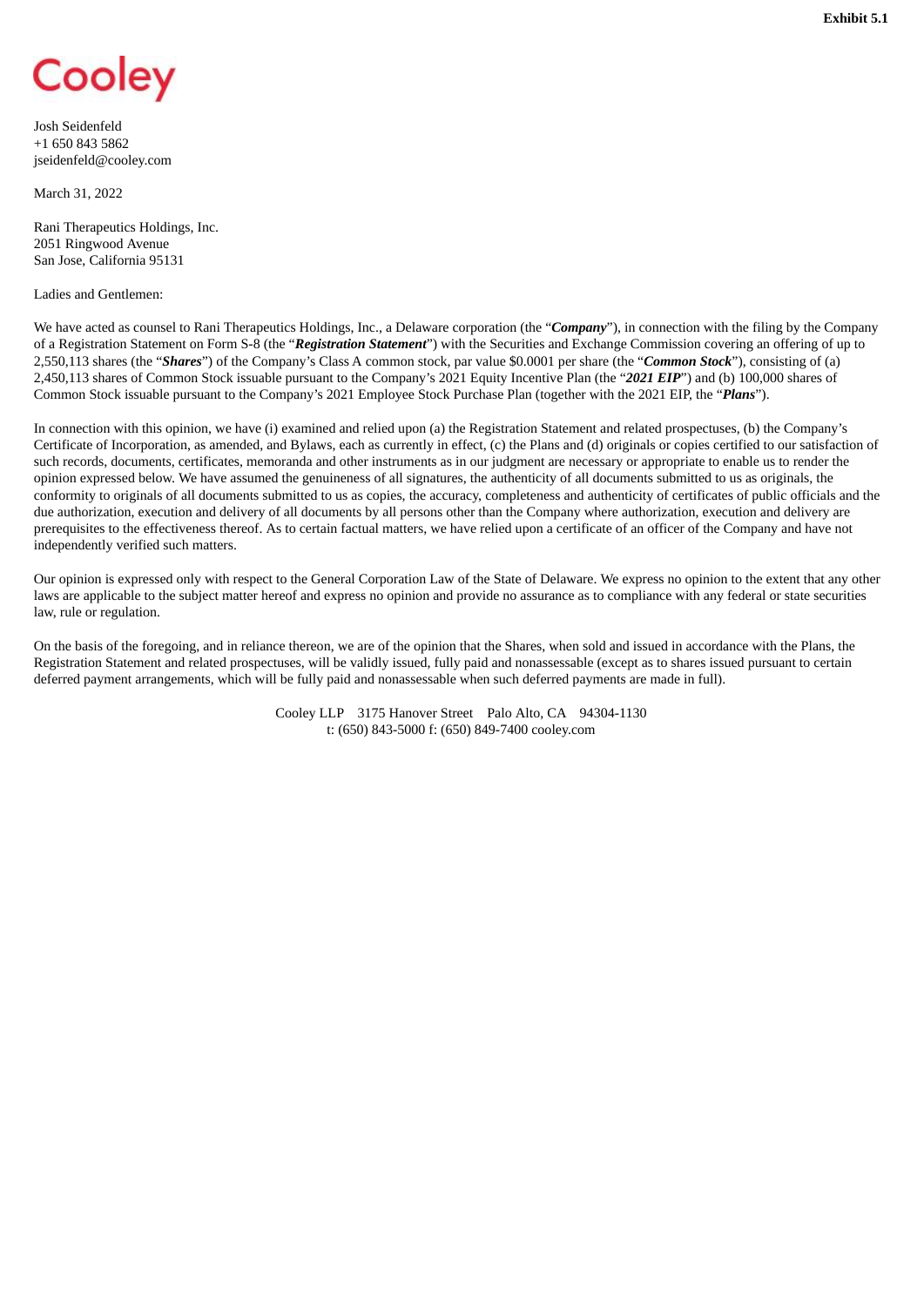**Exhibit 5.1**

Cooley

Josh Seidenfeld
+1 650 843 5862
jseidenfeld@cooley.com

March 31, 2022

Rani Therapeutics Holdings, Inc.
2051 Ringwood Avenue
San Jose, California 95131

Ladies and Gentlemen:

We have acted as counsel to Rani Therapeutics Holdings, Inc., a Delaware corporation (the "***Company***"), in connection with the filing by the Company of a Registration Statement on Form S-8 (the "***Registration Statement***") with the Securities and Exchange Commission covering an offering of up to 2,550,113 shares (the "***Shares***") of the Company's Class A common stock, par value $0.0001 per share (the "***Common Stock***"), consisting of (a) 2,450,113 shares of Common Stock issuable pursuant to the Company's 2021 Equity Incentive Plan (the "***2021 EIP***") and (b) 100,000 shares of Common Stock issuable pursuant to the Company's 2021 Employee Stock Purchase Plan (together with the 2021 EIP, the "***Plans***").

In connection with this opinion, we have (i) examined and relied upon (a) the Registration Statement and related prospectuses, (b) the Company's Certificate of Incorporation, as amended, and Bylaws, each as currently in effect, (c) the Plans and (d) originals or copies certified to our satisfaction of such records, documents, certificates, memoranda and other instruments as in our judgment are necessary or appropriate to enable us to render the opinion expressed below. We have assumed the genuineness of all signatures, the authenticity of all documents submitted to us as originals, the conformity to originals of all documents submitted to us as copies, the accuracy, completeness and authenticity of certificates of public officials and the due authorization, execution and delivery of all documents by all persons other than the Company where authorization, execution and delivery are prerequisites to the effectiveness thereof. As to certain factual matters, we have relied upon a certificate of an officer of the Company and have not independently verified such matters.

Our opinion is expressed only with respect to the General Corporation Law of the State of Delaware. We express no opinion to the extent that any other laws are applicable to the subject matter hereof and express no opinion and provide no assurance as to compliance with any federal or state securities law, rule or regulation.

On the basis of the foregoing, and in reliance thereon, we are of the opinion that the Shares, when sold and issued in accordance with the Plans, the Registration Statement and related prospectuses, will be validly issued, fully paid and nonassessable (except as to shares issued pursuant to certain deferred payment arrangements, which will be fully paid and nonassessable when such deferred payments are made in full).

Cooley LLP 3175 Hanover Street Palo Alto, CA 94304-1130
t: (650) 843-5000 f: (650) 849-7400 cooley.com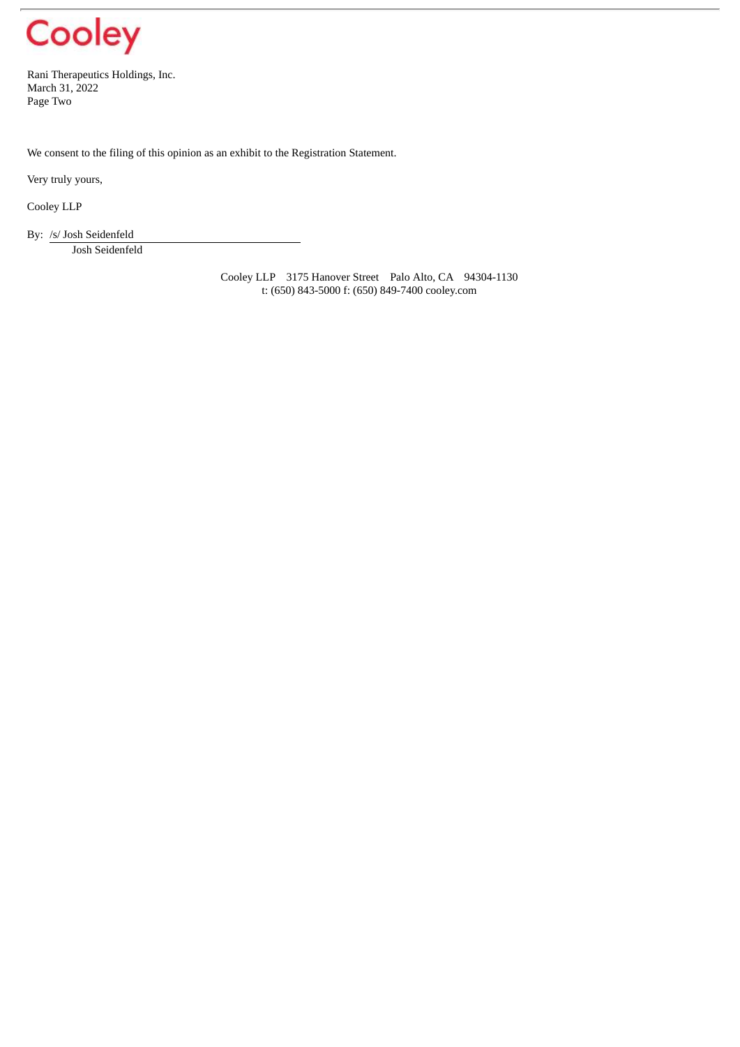We consent to the filing of this opinion as an exhibit to the Registration Statement.

Very truly yours,

Cooley LLP

By: /s/ Josh Seidenfeld
Josh Seidenfeld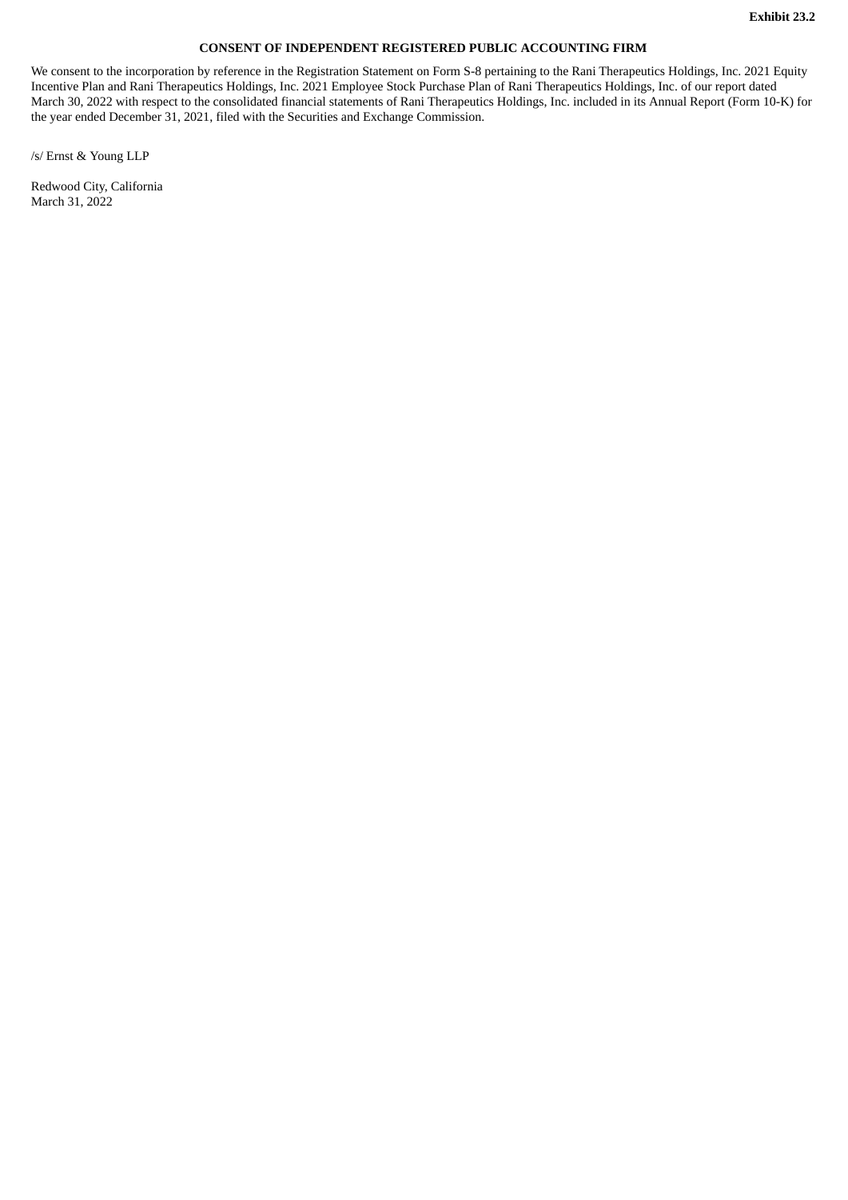**Exhibit 23.2**

**CONSENT OF INDEPENDENT REGISTERED PUBLIC ACCOUNTING FIRM**

We consent to the incorporation by reference in the Registration Statement on Form S-8 pertaining to the Rani Therapeutics Holdings, Inc. 2021 Equity Incentive Plan and Rani Therapeutics Holdings, Inc. 2021 Employee Stock Purchase Plan of Rani Therapeutics Holdings, Inc. of our report dated March 30, 2022 with respect to the consolidated financial statements of Rani Therapeutics Holdings, Inc. included in its Annual Report (Form 10-K) for the year ended December 31, 2021, filed with the Securities and Exchange Commission.

/s/ Ernst & Young LLP

Redwood City, California
March 31, 2022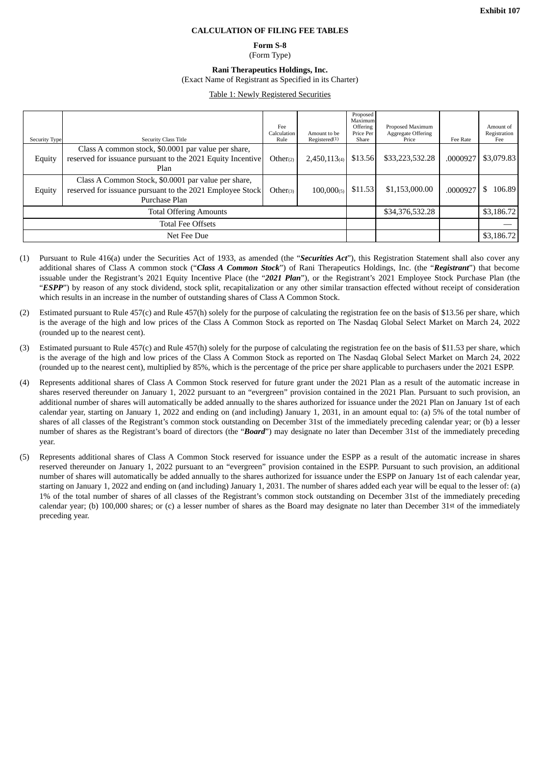**Exhibit 107**

**CALCULATION OF FILING FEE TABLES**

**Form S-8**

(Form Type)

**Rani Therapeutics Holdings, Inc.**

(Exact Name of Registrant as Specified in its Charter)

Table 1: Newly Registered Securities

| Security Type | Security Class Title | Fee Calculation Rule | Amount to be Registered(1) | Proposed Maximum Offering Price Per Share | Proposed Maximum Aggregate Offering Price | Fee Rate | Amount of Registration Fee |
|---|---|---|---|---|---|---|---|
| Equity | Class A common stock, $0.0001 par value per share, reserved for issuance pursuant to the 2021 Equity Incentive Plan | Other(2) | 2,450,113(4) | $13.56 | $33,223,532.28 | .0000927 | $3,079.83 |
| Equity | Class A Common Stock, $0.0001 par value per share, reserved for issuance pursuant to the 2021 Employee Stock Purchase Plan | Other(3) | 100,000(5) | $11.53 | $1,153,000.00 | .0000927 | $ 106.89 |
| Total Offering Amounts | | | | | $34,376,532.28 | | $3,186.72 |
| Total Fee Offsets | | | | | | | — |
| Net Fee Due | | | | | | | $3,186.72 |

(1) Pursuant to Rule 416(a) under the Securities Act of 1933, as amended (the "***Securities Act***"), this Registration Statement shall also cover any additional shares of Class A common stock ("***Class A Common Stock***") of Rani Therapeutics Holdings, Inc. (the "***Registrant***") that become issuable under the Registrant's 2021 Equity Incentive Place (the "***2021 Plan***"), or the Registrant's 2021 Employee Stock Purchase Plan (the "***ESPP***") by reason of any stock dividend, stock split, recapitalization or any other similar transaction effected without receipt of consideration which results in an increase in the number of outstanding shares of Class A Common Stock.

(2) Estimated pursuant to Rule 457(c) and Rule 457(h) solely for the purpose of calculating the registration fee on the basis of $13.56 per share, which is the average of the high and low prices of the Class A Common Stock as reported on The Nasdaq Global Select Market on March 24, 2022 (rounded up to the nearest cent).

(3) Estimated pursuant to Rule 457(c) and Rule 457(h) solely for the purpose of calculating the registration fee on the basis of $11.53 per share, which is the average of the high and low prices of the Class A Common Stock as reported on The Nasdaq Global Select Market on March 24, 2022 (rounded up to the nearest cent), multiplied by 85%, which is the percentage of the price per share applicable to purchasers under the 2021 ESPP.

(4) Represents additional shares of Class A Common Stock reserved for future grant under the 2021 Plan as a result of the automatic increase in shares reserved thereunder on January 1, 2022 pursuant to an "evergreen" provision contained in the 2021 Plan. Pursuant to such provision, an additional number of shares will automatically be added annually to the shares authorized for issuance under the 2021 Plan on January 1st of each calendar year, starting on January 1, 2022 and ending on (and including) January 1, 2031, in an amount equal to: (a) 5% of the total number of shares of all classes of the Registrant's common stock outstanding on December 31st of the immediately preceding calendar year; or (b) a lesser number of shares as the Registrant's board of directors (the "***Board***") may designate no later than December 31st of the immediately preceding year.

(5) Represents additional shares of Class A Common Stock reserved for issuance under the ESPP as a result of the automatic increase in shares reserved thereunder on January 1, 2022 pursuant to an "evergreen" provision contained in the ESPP. Pursuant to such provision, an additional number of shares will automatically be added annually to the shares authorized for issuance under the ESPP on January 1st of each calendar year, starting on January 1, 2022 and ending on (and including) January 1, 2031. The number of shares added each year will be equal to the lesser of: (a) 1% of the total number of shares of all classes of the Registrant's common stock outstanding on December 31st of the immediately preceding calendar year; (b) 100,000 shares; or (c) a lesser number of shares as the Board may designate no later than December 31st of the immediately preceding year.